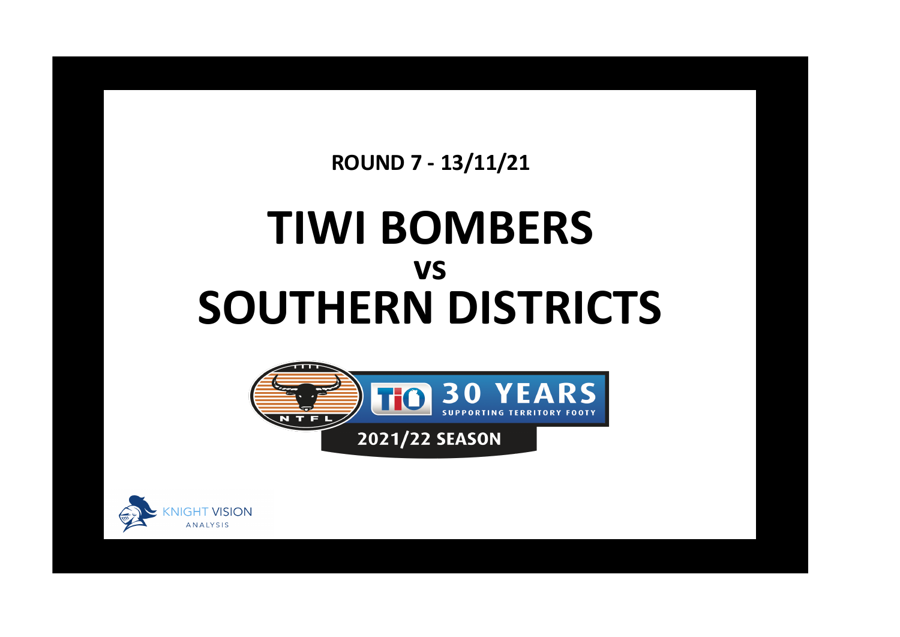ROUND 7 - 13/11/21

# TIWI BOMBERS
## vs
# SOUTHERN DISTRICTS

NTFL

TIO 30 YEARS SUPPORTING TERRITORY FOOTY

2021/22 SEASON

KNIGHT VISION ANALYSIS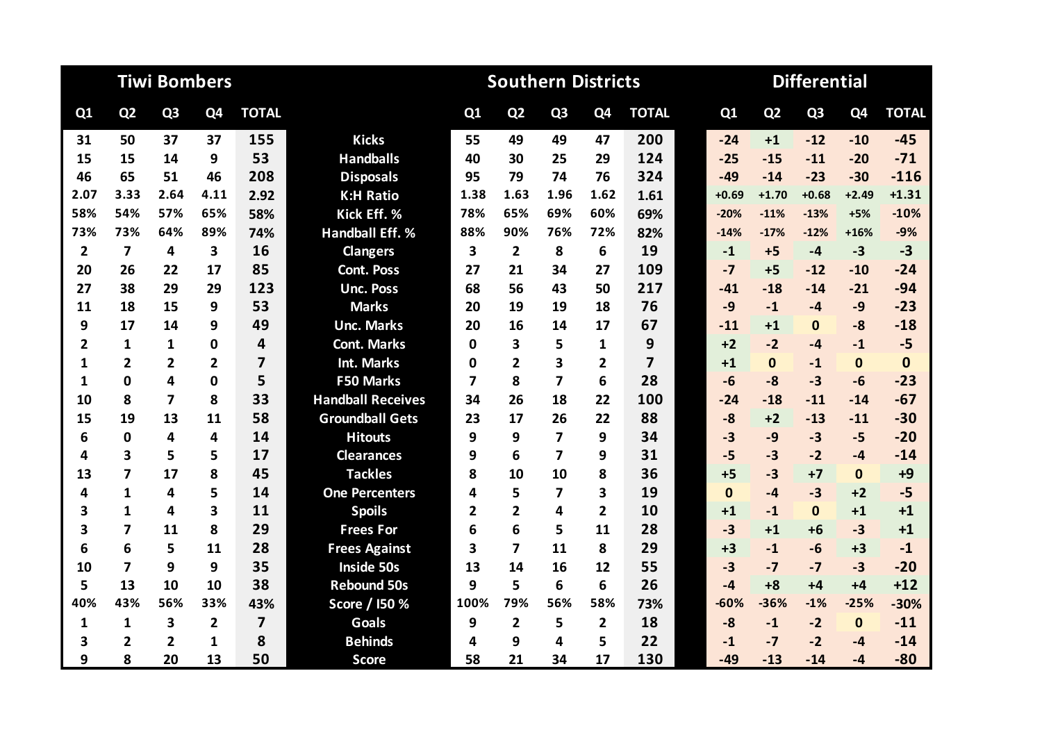| Tiwi Bombers | | | | | | Southern Districts | | | | | Differential | | | | |
|---|---|---|---|---|---|---|---|---|---|---|---|---|---|---|---|
| Q1 | Q2 | Q3 | Q4 | TOTAL | | Q1 | Q2 | Q3 | Q4 | TOTAL | Q1 | Q2 | Q3 | Q4 | TOTAL |
| 31 | 50 | 37 | 37 | 155 | Kicks | 55 | 49 | 49 | 47 | 200 | -24 | +1 | -12 | -10 | -45 |
| 15 | 15 | 14 | 9 | 53 | Handballs | 40 | 30 | 25 | 29 | 124 | -25 | -15 | -11 | -20 | -71 |
| 46 | 65 | 51 | 46 | 208 | Disposals | 95 | 79 | 74 | 76 | 324 | -49 | -14 | -23 | -30 | -116 |
| 2.07 | 3.33 | 2.64 | 4.11 | 2.92 | K:H Ratio | 1.38 | 1.63 | 1.96 | 1.62 | 1.61 | +0.69 | +1.70 | +0.68 | +2.49 | +1.31 |
| 58% | 54% | 57% | 65% | 58% | Kick Eff. % | 78% | 65% | 69% | 60% | 69% | -20% | -11% | -13% | +5% | -10% |
| 73% | 73% | 64% | 89% | 74% | Handball Eff. % | 88% | 90% | 76% | 72% | 82% | -14% | -17% | -12% | +16% | -9% |
| 2 | 7 | 4 | 3 | 16 | Clangers | 3 | 2 | 8 | 6 | 19 | -1 | +5 | -4 | -3 | -3 |
| 20 | 26 | 22 | 17 | 85 | Cont. Poss | 27 | 21 | 34 | 27 | 109 | -7 | +5 | -12 | -10 | -24 |
| 27 | 38 | 29 | 29 | 123 | Unc. Poss | 68 | 56 | 43 | 50 | 217 | -41 | -18 | -14 | -21 | -94 |
| 11 | 18 | 15 | 9 | 53 | Marks | 20 | 19 | 19 | 18 | 76 | -9 | -1 | -4 | -9 | -23 |
| 9 | 17 | 14 | 9 | 49 | Unc. Marks | 20 | 16 | 14 | 17 | 67 | -11 | +1 | 0 | -8 | -18 |
| 2 | 1 | 1 | 0 | 4 | Cont. Marks | 0 | 3 | 5 | 1 | 9 | +2 | -2 | -4 | -1 | -5 |
| 1 | 2 | 2 | 2 | 7 | Int. Marks | 0 | 2 | 3 | 2 | 7 | +1 | 0 | -1 | 0 | 0 |
| 1 | 0 | 4 | 0 | 5 | F50 Marks | 7 | 8 | 7 | 6 | 28 | -6 | -8 | -3 | -6 | -23 |
| 10 | 8 | 7 | 8 | 33 | Handball Receives | 34 | 26 | 18 | 22 | 100 | -24 | -18 | -11 | -14 | -67 |
| 15 | 19 | 13 | 11 | 58 | Groundball Gets | 23 | 17 | 26 | 22 | 88 | -8 | +2 | -13 | -11 | -30 |
| 6 | 0 | 4 | 4 | 14 | Hitouts | 9 | 9 | 7 | 9 | 34 | -3 | -9 | -3 | -5 | -20 |
| 4 | 3 | 5 | 5 | 17 | Clearances | 9 | 6 | 7 | 9 | 31 | -5 | -3 | -2 | -4 | -14 |
| 13 | 7 | 17 | 8 | 45 | Tackles | 8 | 10 | 10 | 8 | 36 | +5 | -3 | +7 | 0 | +9 |
| 4 | 1 | 4 | 5 | 14 | One Percenters | 4 | 5 | 7 | 3 | 19 | 0 | -4 | -3 | +2 | -5 |
| 3 | 1 | 4 | 3 | 11 | Spoils | 2 | 2 | 4 | 2 | 10 | +1 | -1 | 0 | +1 | +1 |
| 3 | 7 | 11 | 8 | 29 | Frees For | 6 | 6 | 5 | 11 | 28 | -3 | +1 | +6 | -3 | +1 |
| 6 | 6 | 5 | 11 | 28 | Frees Against | 3 | 7 | 11 | 8 | 29 | +3 | -1 | -6 | +3 | -1 |
| 10 | 7 | 9 | 9 | 35 | Inside 50s | 13 | 14 | 16 | 12 | 55 | -3 | -7 | -7 | -3 | -20 |
| 5 | 13 | 10 | 10 | 38 | Rebound 50s | 9 | 5 | 6 | 6 | 26 | -4 | +8 | +4 | +4 | +12 |
| 40% | 43% | 56% | 33% | 43% | Score / I50 % | 100% | 79% | 56% | 58% | 73% | -60% | -36% | -1% | -25% | -30% |
| 1 | 1 | 3 | 2 | 7 | Goals | 9 | 2 | 5 | 2 | 18 | -8 | -1 | -2 | 0 | -11 |
| 3 | 2 | 2 | 1 | 8 | Behinds | 4 | 9 | 4 | 5 | 22 | -1 | -7 | -2 | -4 | -14 |
| 9 | 8 | 20 | 13 | 50 | Score | 58 | 21 | 34 | 17 | 130 | -49 | -13 | -14 | -4 | -80 |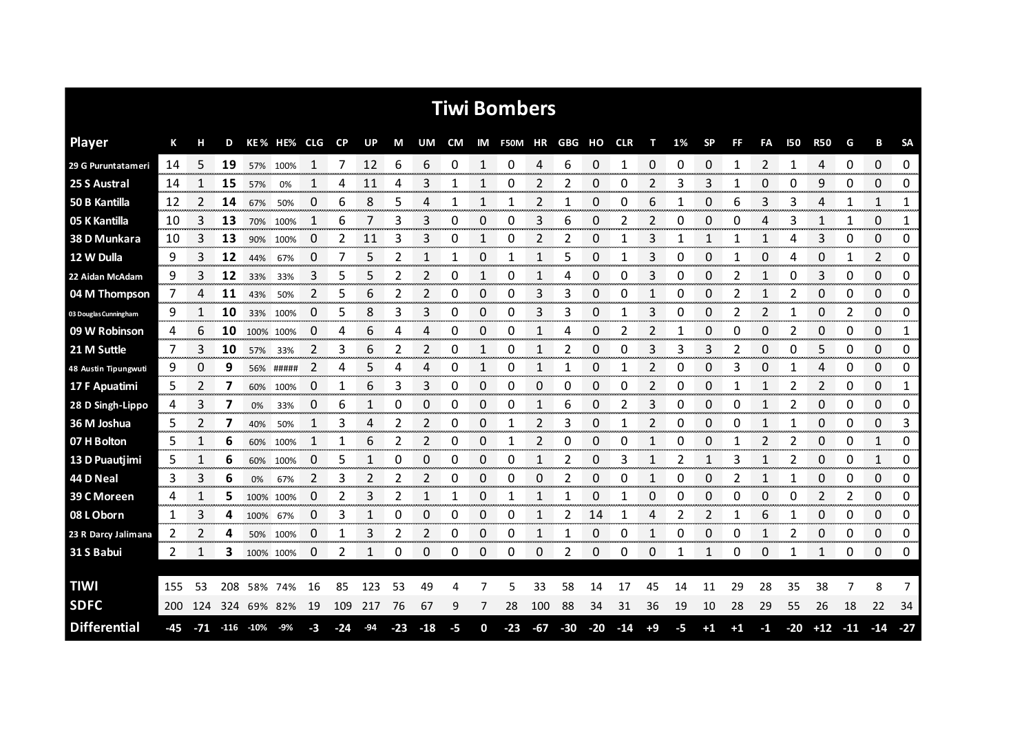# Tiwi Bombers

| Player | K | H | D | KE% | HE% | CLG | CP | UP | M | UM | CM | IM | F50M | HR | GBG | HO | CLR | T | 1% | SP | FF | FA | I50 | R50 | G | B | SA |
|---|---|---|---|---|---|---|---|---|---|---|---|---|---|---|---|---|---|---|---|---|---|---|---|---|---|---|---|
| 29 G Puruntatameri | 14 | 5 | **19** | 57% | 100% | 1 | 7 | 12 | 6 | 6 | 0 | 1 | 0 | 4 | 6 | 0 | 1 | 0 | 0 | 0 | 1 | 2 | 1 | 4 | 0 | 0 | 0 |
| 25 S Austral | 14 | 1 | **15** | 57% | 0% | 1 | 4 | 11 | 4 | 3 | 1 | 1 | 0 | 2 | 2 | 0 | 0 | 2 | 3 | 3 | 1 | 0 | 0 | 9 | 0 | 0 | 0 |
| 50 B Kantilla | 12 | 2 | **14** | 67% | 50% | 0 | 6 | 8 | 5 | 4 | 1 | 1 | 1 | 2 | 1 | 0 | 0 | 6 | 1 | 0 | 6 | 3 | 3 | 4 | 1 | 1 | 1 |
| 05 K Kantilla | 10 | 3 | **13** | 70% | 100% | 1 | 6 | 7 | 3 | 3 | 0 | 0 | 0 | 3 | 6 | 0 | 2 | 2 | 0 | 0 | 0 | 4 | 3 | 1 | 1 | 0 | 1 |
| 38 D Munkara | 10 | 3 | **13** | 90% | 100% | 0 | 2 | 11 | 3 | 3 | 0 | 1 | 0 | 2 | 2 | 0 | 1 | 3 | 1 | 1 | 1 | 1 | 4 | 3 | 0 | 0 | 0 |
| 12 W Dulla | 9 | 3 | **12** | 44% | 67% | 0 | 7 | 5 | 2 | 1 | 1 | 0 | 1 | 1 | 5 | 0 | 1 | 3 | 0 | 0 | 1 | 0 | 4 | 0 | 1 | 2 | 0 |
| 22 Aidan McAdam | 9 | 3 | **12** | 33% | 33% | 3 | 5 | 5 | 2 | 2 | 0 | 1 | 0 | 1 | 4 | 0 | 0 | 3 | 0 | 0 | 2 | 1 | 0 | 3 | 0 | 0 | 0 |
| 04 M Thompson | 7 | 4 | **11** | 43% | 50% | 2 | 5 | 6 | 2 | 2 | 0 | 0 | 0 | 3 | 3 | 0 | 0 | 1 | 0 | 0 | 2 | 1 | 2 | 0 | 0 | 0 | 0 |
| 03 Douglas Cunningham | 9 | 1 | **10** | 33% | 100% | 0 | 5 | 8 | 3 | 3 | 0 | 0 | 0 | 3 | 3 | 0 | 1 | 3 | 0 | 0 | 2 | 2 | 1 | 0 | 2 | 0 | 0 |
| 09 W Robinson | 4 | 6 | **10** | 100% | 100% | 0 | 4 | 6 | 4 | 4 | 0 | 0 | 0 | 1 | 4 | 0 | 2 | 2 | 1 | 0 | 0 | 0 | 2 | 0 | 0 | 0 | 1 |
| 21 M Suttle | 7 | 3 | **10** | 57% | 33% | 2 | 3 | 6 | 2 | 2 | 0 | 1 | 0 | 1 | 2 | 0 | 0 | 3 | 3 | 3 | 2 | 0 | 0 | 5 | 0 | 0 | 0 |
| 48 Austin Tipungwuti | 9 | 0 | **9** | 56% | ##### | 2 | 4 | 5 | 4 | 4 | 0 | 1 | 0 | 1 | 1 | 0 | 1 | 2 | 0 | 0 | 3 | 0 | 1 | 4 | 0 | 0 | 0 |
| 17 F Apuatimi | 5 | 2 | **7** | 60% | 100% | 0 | 1 | 6 | 3 | 3 | 0 | 0 | 0 | 0 | 0 | 0 | 0 | 2 | 0 | 0 | 1 | 1 | 2 | 2 | 0 | 0 | 1 |
| 28 D Singh-Lippo | 4 | 3 | **7** | 0% | 33% | 0 | 6 | 1 | 0 | 0 | 0 | 0 | 0 | 1 | 6 | 0 | 2 | 3 | 0 | 0 | 0 | 1 | 2 | 0 | 0 | 0 | 0 |
| 36 M Joshua | 5 | 2 | **7** | 40% | 50% | 1 | 3 | 4 | 2 | 2 | 0 | 0 | 1 | 2 | 3 | 0 | 1 | 2 | 0 | 0 | 0 | 1 | 1 | 0 | 0 | 0 | 3 |
| 07 H Bolton | 5 | 1 | **6** | 60% | 100% | 1 | 1 | 6 | 2 | 2 | 0 | 0 | 1 | 2 | 0 | 0 | 0 | 1 | 0 | 0 | 1 | 2 | 2 | 0 | 0 | 1 | 0 |
| 13 D Puautjimi | 5 | 1 | **6** | 60% | 100% | 0 | 5 | 1 | 0 | 0 | 0 | 0 | 0 | 1 | 2 | 0 | 3 | 1 | 2 | 1 | 3 | 1 | 2 | 0 | 0 | 1 | 0 |
| 44 D Neal | 3 | 3 | **6** | 0% | 67% | 2 | 3 | 2 | 2 | 2 | 0 | 0 | 0 | 0 | 2 | 0 | 0 | 1 | 0 | 0 | 2 | 1 | 1 | 0 | 0 | 0 | 0 |
| 39 C Moreen | 4 | 1 | **5** | 100% | 100% | 0 | 2 | 3 | 2 | 1 | 1 | 0 | 1 | 1 | 1 | 0 | 1 | 0 | 0 | 0 | 0 | 0 | 0 | 2 | 2 | 0 | 0 |
| 08 L Oborn | 1 | 3 | **4** | 100% | 67% | 0 | 3 | 1 | 0 | 0 | 0 | 0 | 0 | 1 | 2 | 14 | 1 | 4 | 2 | 2 | 1 | 6 | 1 | 0 | 0 | 0 | 0 |
| 23 R Darcy Jalimana | 2 | 2 | **4** | 50% | 100% | 0 | 1 | 3 | 2 | 2 | 0 | 0 | 0 | 1 | 1 | 0 | 0 | 1 | 0 | 0 | 0 | 1 | 2 | 0 | 0 | 0 | 0 |
| 31 S Babui | 2 | 1 | **3** | 100% | 100% | 0 | 2 | 1 | 0 | 0 | 0 | 0 | 0 | 0 | 2 | 0 | 0 | 0 | 1 | 1 | 0 | 0 | 1 | 1 | 0 | 0 | 0 |
| **TIWI** | 155 | 53 | 208 | 58% | 74% | 16 | 85 | 123 | 53 | 49 | 4 | 7 | 5 | 33 | 58 | 14 | 17 | 45 | 14 | 11 | 29 | 28 | 35 | 38 | 7 | 8 | 7 |
| **SDFC** | 200 | 124 | 324 | 69% | 82% | 19 | 109 | 217 | 76 | 67 | 9 | 7 | 28 | 100 | 88 | 34 | 31 | 36 | 19 | 10 | 28 | 29 | 55 | 26 | 18 | 22 | 34 |
| **Differential** | **-45** | **-71** | **-116** | **-10%** | **-9%** | **-3** | **-24** | **-94** | **-23** | **-18** | **-5** | **0** | **-23** | **-67** | **-30** | **-20** | **-14** | **+9** | **-5** | **+1** | **+1** | **-1** | **-20** | **+12** | **-11** | **-14** | **-27** |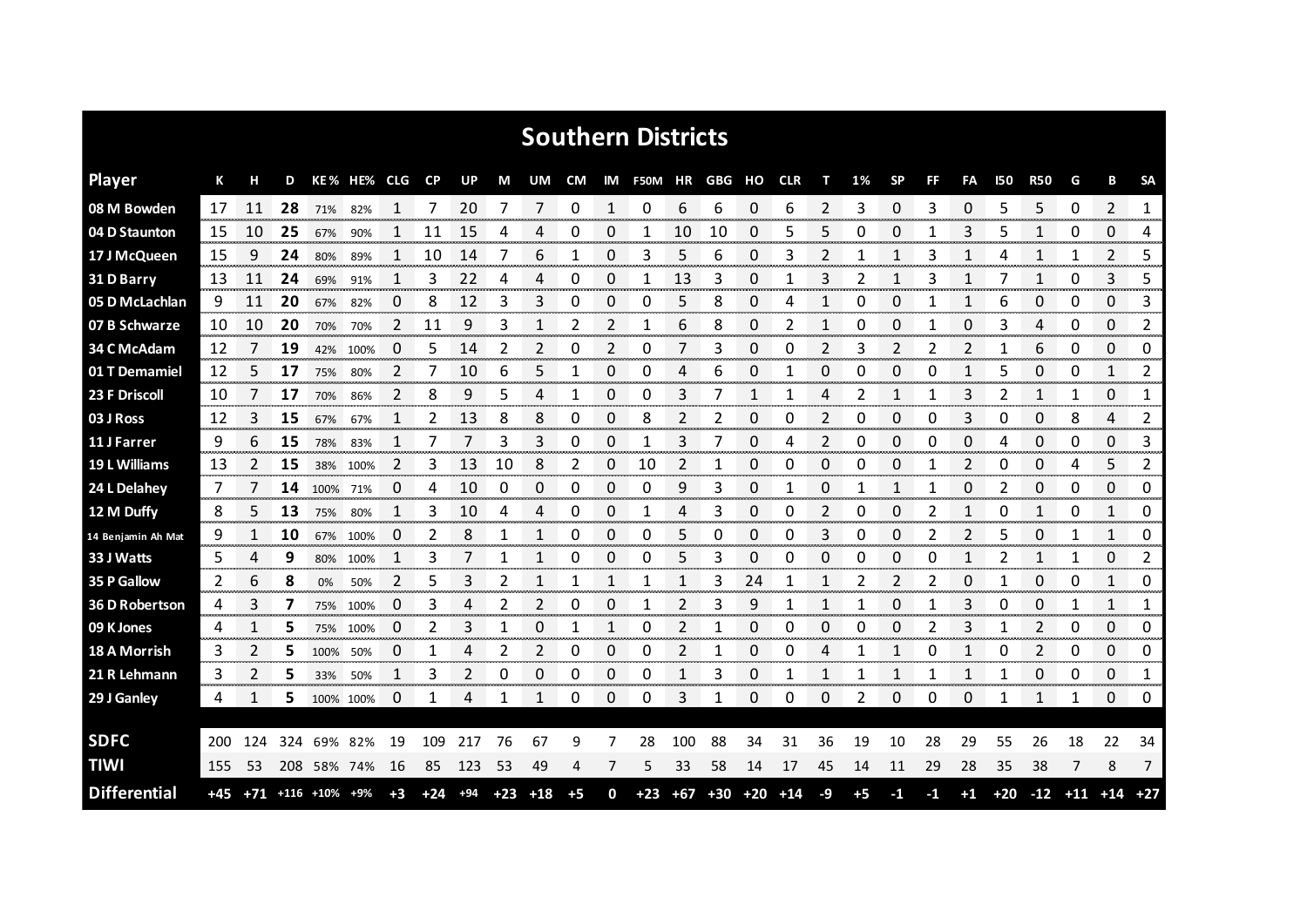# Southern Districts

| Player | K | H | D | KE % | HE% | CLG | CP | UP | M | UM | CM | IM | F50M | HR | GBG | HO | CLR | T | 1% | SP | FF | FA | I50 | R50 | G | B | SA |
|---|---|---|---|---|---|---|---|---|---|---|---|---|---|---|---|---|---|---|---|---|---|---|---|---|---|---|---|
| 08 M Bowden | 17 | 11 | **28** | 71% | 82% | 1 | 7 | 20 | 7 | 7 | 0 | 1 | 0 | 6 | 6 | 0 | 6 | 2 | 3 | 0 | 3 | 0 | 5 | 5 | 0 | 2 | 1 |
| 04 D Staunton | 15 | 10 | **25** | 67% | 90% | 1 | 11 | 15 | 4 | 4 | 0 | 0 | 1 | 10 | 10 | 0 | 5 | 5 | 0 | 0 | 1 | 3 | 5 | 1 | 0 | 0 | 4 |
| 17 J McQueen | 15 | 9 | **24** | 80% | 89% | 1 | 10 | 14 | 7 | 6 | 1 | 0 | 3 | 5 | 6 | 0 | 3 | 2 | 1 | 1 | 3 | 1 | 4 | 1 | 1 | 2 | 5 |
| 31 D Barry | 13 | 11 | **24** | 69% | 91% | 1 | 3 | 22 | 4 | 4 | 0 | 0 | 1 | 13 | 3 | 0 | 1 | 3 | 2 | 1 | 3 | 1 | 7 | 1 | 0 | 3 | 5 |
| 05 D McLachlan | 9 | 11 | **20** | 67% | 82% | 0 | 8 | 12 | 3 | 3 | 0 | 0 | 0 | 5 | 8 | 0 | 4 | 1 | 0 | 0 | 1 | 1 | 6 | 0 | 0 | 0 | 3 |
| 07 B Schwarze | 10 | 10 | **20** | 70% | 70% | 2 | 11 | 9 | 3 | 1 | 2 | 2 | 1 | 6 | 8 | 0 | 2 | 1 | 0 | 0 | 1 | 0 | 3 | 4 | 0 | 0 | 2 |
| 34 C McAdam | 12 | 7 | **19** | 42% | 100% | 0 | 5 | 14 | 2 | 2 | 0 | 2 | 0 | 7 | 3 | 0 | 0 | 2 | 3 | 2 | 2 | 2 | 1 | 6 | 0 | 0 | 0 |
| 01 T Demamiel | 12 | 5 | **17** | 75% | 80% | 2 | 7 | 10 | 6 | 5 | 1 | 0 | 0 | 4 | 6 | 0 | 1 | 0 | 0 | 0 | 0 | 1 | 5 | 0 | 0 | 1 | 2 |
| 23 F Driscoll | 10 | 7 | **17** | 70% | 86% | 2 | 8 | 9 | 5 | 4 | 1 | 0 | 0 | 3 | 7 | 1 | 1 | 4 | 2 | 1 | 1 | 3 | 2 | 1 | 1 | 0 | 1 |
| 03 J Ross | 12 | 3 | **15** | 67% | 67% | 1 | 2 | 13 | 8 | 8 | 0 | 0 | 8 | 2 | 2 | 0 | 0 | 2 | 0 | 0 | 0 | 3 | 0 | 0 | 8 | 4 | 2 |
| 11 J Farrer | 9 | 6 | **15** | 78% | 83% | 1 | 7 | 7 | 3 | 3 | 0 | 0 | 1 | 3 | 7 | 0 | 4 | 2 | 0 | 0 | 0 | 0 | 4 | 0 | 0 | 0 | 3 |
| 19 L Williams | 13 | 2 | **15** | 38% | 100% | 2 | 3 | 13 | 10 | 8 | 2 | 0 | 10 | 2 | 1 | 0 | 0 | 0 | 0 | 0 | 1 | 2 | 0 | 0 | 4 | 5 | 2 |
| 24 L Delahey | 7 | 7 | **14** | 100% | 71% | 0 | 4 | 10 | 0 | 0 | 0 | 0 | 0 | 9 | 3 | 0 | 1 | 0 | 1 | 1 | 1 | 0 | 2 | 0 | 0 | 0 | 0 |
| 12 M Duffy | 8 | 5 | **13** | 75% | 80% | 1 | 3 | 10 | 4 | 4 | 0 | 0 | 1 | 4 | 3 | 0 | 0 | 2 | 0 | 0 | 2 | 1 | 0 | 1 | 0 | 1 | 0 |
| 14 Benjamin Ah Mat | 9 | 1 | **10** | 67% | 100% | 0 | 2 | 8 | 1 | 1 | 0 | 0 | 0 | 5 | 0 | 0 | 0 | 3 | 0 | 0 | 2 | 2 | 5 | 0 | 1 | 1 | 0 |
| 33 J Watts | 5 | 4 | **9** | 80% | 100% | 1 | 3 | 7 | 1 | 1 | 0 | 0 | 0 | 5 | 3 | 0 | 0 | 0 | 0 | 0 | 0 | 1 | 2 | 1 | 1 | 0 | 2 |
| 35 P Gallow | 2 | 6 | **8** | 0% | 50% | 2 | 5 | 3 | 2 | 1 | 1 | 1 | 1 | 1 | 3 | 24 | 1 | 1 | 2 | 2 | 2 | 0 | 1 | 0 | 0 | 1 | 0 |
| 36 D Robertson | 4 | 3 | **7** | 75% | 100% | 0 | 3 | 4 | 2 | 2 | 0 | 0 | 1 | 2 | 3 | 9 | 1 | 1 | 1 | 0 | 1 | 3 | 0 | 0 | 1 | 1 | 1 |
| 09 K Jones | 4 | 1 | **5** | 75% | 100% | 0 | 2 | 3 | 1 | 0 | 1 | 1 | 0 | 2 | 1 | 0 | 0 | 0 | 0 | 0 | 2 | 3 | 1 | 2 | 0 | 0 | 0 |
| 18 A Morrish | 3 | 2 | **5** | 100% | 50% | 0 | 1 | 4 | 2 | 2 | 0 | 0 | 0 | 2 | 1 | 0 | 0 | 4 | 1 | 1 | 0 | 1 | 0 | 2 | 0 | 0 | 0 |
| 21 R Lehmann | 3 | 2 | **5** | 33% | 50% | 1 | 3 | 2 | 0 | 0 | 0 | 0 | 0 | 1 | 3 | 0 | 1 | 1 | 1 | 1 | 1 | 1 | 1 | 0 | 0 | 0 | 1 |
| 29 J Ganley | 4 | 1 | **5** | 100% | 100% | 0 | 1 | 4 | 1 | 1 | 0 | 0 | 0 | 3 | 1 | 0 | 0 | 0 | 2 | 0 | 0 | 0 | 1 | 1 | 1 | 0 | 0 |
| | | | | | | | | | | | | | | | | | | | | | | | | | | | |
| **SDFC** | 200 | 124 | 324 | 69% | 82% | 19 | 109 | 217 | 76 | 67 | 9 | 7 | 28 | 100 | 88 | 34 | 31 | 36 | 19 | 10 | 28 | 29 | 55 | 26 | 18 | 22 | 34 |
| **TIWI** | 155 | 53 | 208 | 58% | 74% | 16 | 85 | 123 | 53 | 49 | 4 | 7 | 5 | 33 | 58 | 14 | 17 | 45 | 14 | 11 | 29 | 28 | 35 | 38 | 7 | 8 | 7 |
| **Differential** | +45 | +71 | +116 | +10% | +9% | +3 | +24 | +94 | +23 | +18 | +5 | 0 | +23 | +67 | +30 | +20 | +14 | -9 | +5 | -1 | -1 | +1 | +20 | -12 | +11 | +14 | +27 |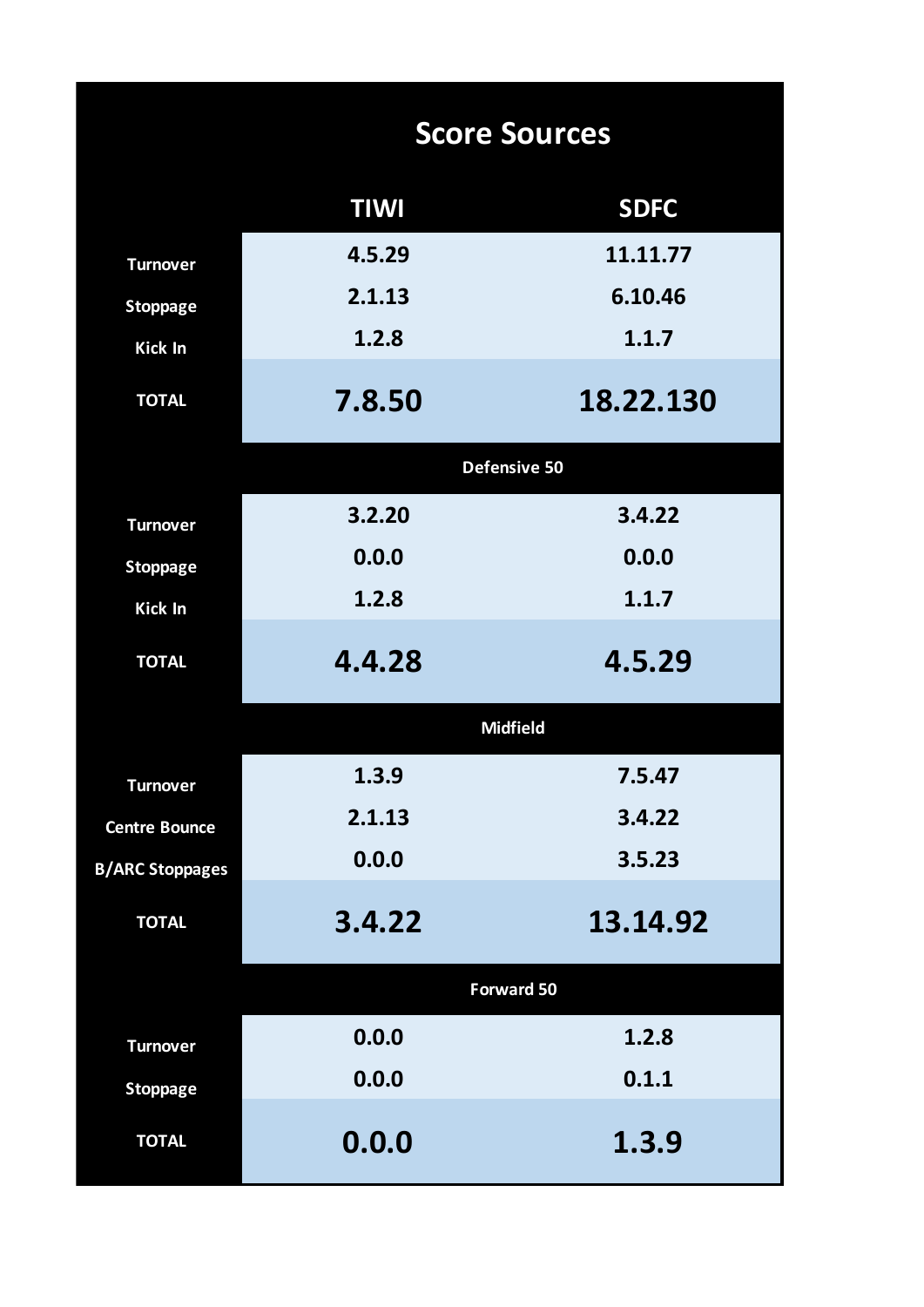## Score Sources

| | TIWI | SDFC |
|---|---|---|
| Turnover | 4.5.29 | 11.11.77 |
| Stoppage | 2.1.13 | 6.10.46 |
| Kick In | 1.2.8 | 1.1.7 |
| **TOTAL** | **7.8.50** | **18.22.130** |
| **Defensive 50** | | |
| Turnover | 3.2.20 | 3.4.22 |
| Stoppage | 0.0.0 | 0.0.0 |
| Kick In | 1.2.8 | 1.1.7 |
| **TOTAL** | **4.4.28** | **4.5.29** |
| **Midfield** | | |
| Turnover | 1.3.9 | 7.5.47 |
| Centre Bounce | 2.1.13 | 3.4.22 |
| B/ARC Stoppages | 0.0.0 | 3.5.23 |
| **TOTAL** | **3.4.22** | **13.14.92** |
| **Forward 50** | | |
| Turnover | 0.0.0 | 1.2.8 |
| Stoppage | 0.0.0 | 0.1.1 |
| **TOTAL** | **0.0.0** | **1.3.9** |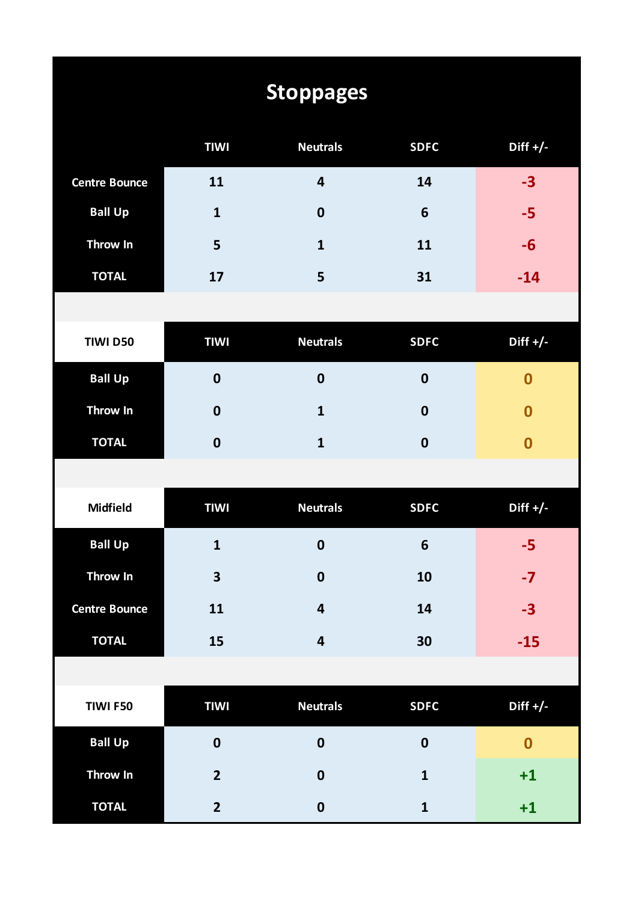# Stoppages

| | TIWI | Neutrals | SDFC | Diff +/- |
|---|---|---|---|---|
| Centre Bounce | 11 | 4 | 14 | -3 |
| Ball Up | 1 | 0 | 6 | -5 |
| Throw In | 5 | 1 | 11 | -6 |
| TOTAL | 17 | 5 | 31 | -14 |

| TIWI D50 | TIWI | Neutrals | SDFC | Diff +/- |
|---|---|---|---|---|
| Ball Up | 0 | 0 | 0 | 0 |
| Throw In | 0 | 1 | 0 | 0 |
| TOTAL | 0 | 1 | 0 | 0 |

| Midfield | TIWI | Neutrals | SDFC | Diff +/- |
|---|---|---|---|---|
| Ball Up | 1 | 0 | 6 | -5 |
| Throw In | 3 | 0 | 10 | -7 |
| Centre Bounce | 11 | 4 | 14 | -3 |
| TOTAL | 15 | 4 | 30 | -15 |

| TIWI F50 | TIWI | Neutrals | SDFC | Diff +/- |
|---|---|---|---|---|
| Ball Up | 0 | 0 | 0 | 0 |
| Throw In | 2 | 0 | 1 | +1 |
| TOTAL | 2 | 0 | 1 | +1 |